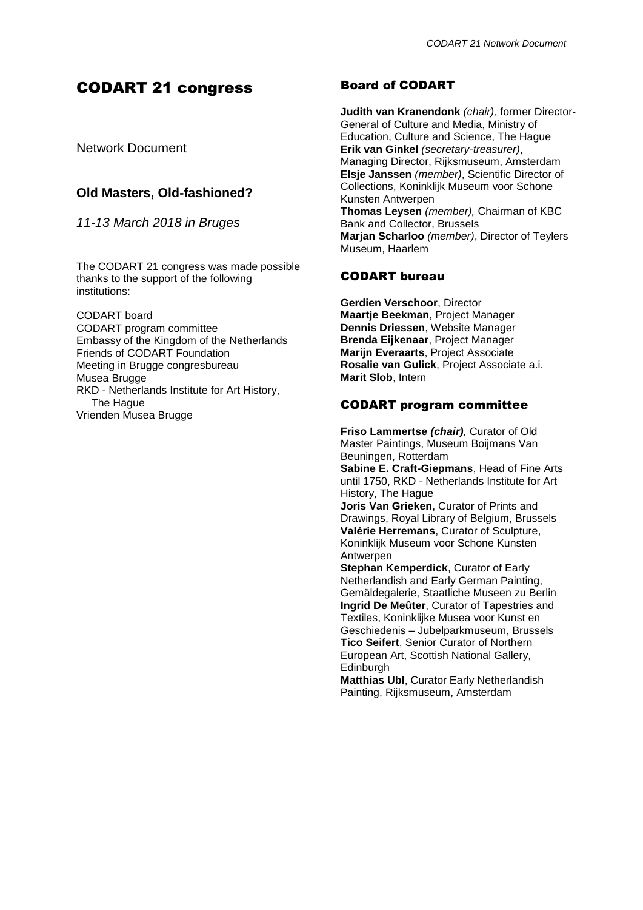# CODART 21 congress

Network Document

## Old Masters, Old-fashioned?

*11-13 March 2018 in Bruges*

The CODART 21 congress was made possible thanks to the support of the following institutions:

CODART board
CODART program committee
Embassy of the Kingdom of the Netherlands
Friends of CODART Foundation
Meeting in Brugge congresbureau
Musea Brugge
RKD - Netherlands Institute for Art History, The Hague
Vrienden Musea Brugge

## Board of CODART

**Judith van Kranendonk** *(chair),* former Director-General of Culture and Media, Ministry of Education, Culture and Science, The Hague
**Erik van Ginkel** *(secretary-treasurer)*, Managing Director, Rijksmuseum, Amsterdam
**Elsje Janssen** *(member)*, Scientific Director of Collections, Koninklijk Museum voor Schone Kunsten Antwerpen
**Thomas Leysen** *(member),* Chairman of KBC Bank and Collector, Brussels
**Marjan Scharloo** *(member)*, Director of Teylers Museum, Haarlem

## CODART bureau

**Gerdien Verschoor**, Director
**Maartje Beekman**, Project Manager
**Dennis Driessen**, Website Manager
**Brenda Eijkenaar**, Project Manager
**Marijn Everaarts**, Project Associate
**Rosalie van Gulick**, Project Associate a.i.
**Marit Slob**, Intern

## CODART program committee

**Friso Lammertse** ***(chair),*** Curator of Old Master Paintings, Museum Boijmans Van Beuningen, Rotterdam
**Sabine E. Craft-Giepmans**, Head of Fine Arts until 1750, RKD - Netherlands Institute for Art History, The Hague
**Joris Van Grieken**, Curator of Prints and Drawings, Royal Library of Belgium, Brussels
**Valérie Herremans**, Curator of Sculpture, Koninklijk Museum voor Schone Kunsten Antwerpen
**Stephan Kemperdick**, Curator of Early Netherlandish and Early German Painting, Gemäldegalerie, Staatliche Museen zu Berlin
**Ingrid De Meûter**, Curator of Tapestries and Textiles, Koninklijke Musea voor Kunst en Geschiedenis – Jubelparkmuseum, Brussels
**Tico Seifert**, Senior Curator of Northern European Art, Scottish National Gallery, Edinburgh
**Matthias Ubl**, Curator Early Netherlandish Painting, Rijksmuseum, Amsterdam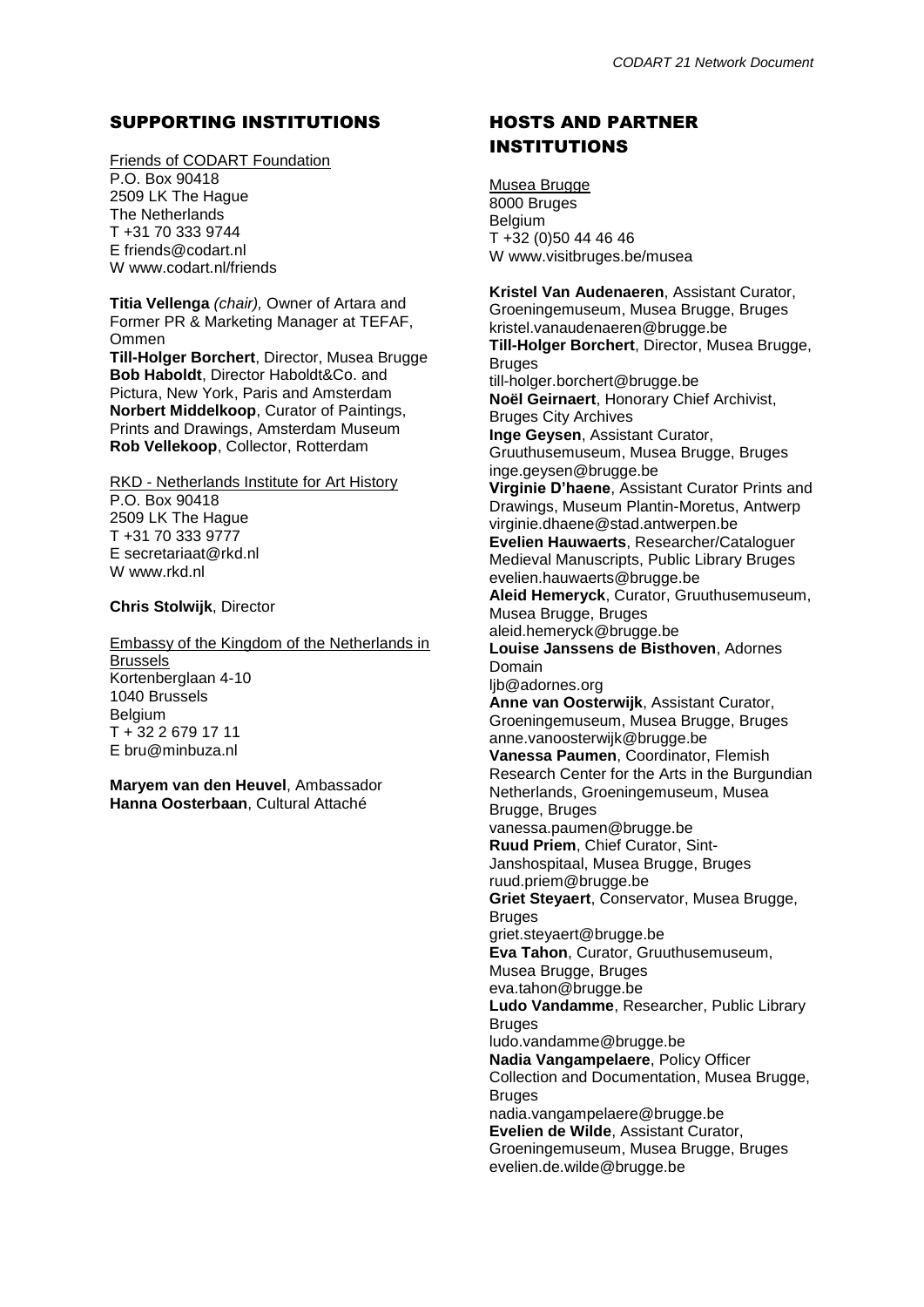## SUPPORTING INSTITUTIONS

Friends of CODART Foundation
P.O. Box 90418
2509 LK The Hague
The Netherlands
T +31 70 333 9744
E friends@codart.nl
W www.codart.nl/friends

**Titia Vellenga** *(chair),* Owner of Artara and Former PR & Marketing Manager at TEFAF, Ommen
**Till-Holger Borchert**, Director, Musea Brugge
**Bob Haboldt**, Director Haboldt&Co. and Pictura, New York, Paris and Amsterdam
**Norbert Middelkoop**, Curator of Paintings, Prints and Drawings, Amsterdam Museum
**Rob Vellekoop**, Collector, Rotterdam

RKD - Netherlands Institute for Art History
P.O. Box 90418
2509 LK The Hague
T +31 70 333 9777
E secretariaat@rkd.nl
W www.rkd.nl

**Chris Stolwijk**, Director

Embassy of the Kingdom of the Netherlands in Brussels
Kortenberglaan 4-10
1040 Brussels
Belgium
T + 32 2 679 17 11
E bru@minbuza.nl

**Maryem van den Heuvel**, Ambassador
**Hanna Oosterbaan**, Cultural Attaché

## HOSTS AND PARTNER INSTITUTIONS

Musea Brugge
8000 Bruges
Belgium
T +32 (0)50 44 46 46
W www.visitbruges.be/musea

**Kristel Van Audenaeren**, Assistant Curator, Groeningemuseum, Musea Brugge, Bruges
kristel.vanaudenaeren@brugge.be
**Till-Holger Borchert**, Director, Musea Brugge, Bruges
till-holger.borchert@brugge.be
**Noël Geirnaert**, Honorary Chief Archivist, Bruges City Archives
**Inge Geysen**, Assistant Curator, Gruuthusemuseum, Musea Brugge, Bruges
inge.geysen@brugge.be
**Virginie D'haene**, Assistant Curator Prints and Drawings, Museum Plantin-Moretus, Antwerp
virginie.dhaene@stad.antwerpen.be
**Evelien Hauwaerts**, Researcher/Cataloguer Medieval Manuscripts, Public Library Bruges
evelien.hauwaerts@brugge.be
**Aleid Hemeryck**, Curator, Gruuthusemuseum, Musea Brugge, Bruges
aleid.hemeryck@brugge.be
**Louise Janssens de Bisthoven**, Adornes Domain
ljb@adornes.org
**Anne van Oosterwijk**, Assistant Curator, Groeningemuseum, Musea Brugge, Bruges
anne.vanoosterwijk@brugge.be
**Vanessa Paumen**, Coordinator, Flemish Research Center for the Arts in the Burgundian Netherlands, Groeningemuseum, Musea Brugge, Bruges
vanessa.paumen@brugge.be
**Ruud Priem**, Chief Curator, Sint-Janshospitaal, Musea Brugge, Bruges
ruud.priem@brugge.be
**Griet Steyaert**, Conservator, Musea Brugge, Bruges
griet.steyaert@brugge.be
**Eva Tahon**, Curator, Gruuthusemuseum, Musea Brugge, Bruges
eva.tahon@brugge.be
**Ludo Vandamme**, Researcher, Public Library Bruges
ludo.vandamme@brugge.be
**Nadia Vangampelaere**, Policy Officer Collection and Documentation, Musea Brugge, Bruges
nadia.vangampelaere@brugge.be
**Evelien de Wilde**, Assistant Curator, Groeningemuseum, Musea Brugge, Bruges
evelien.de.wilde@brugge.be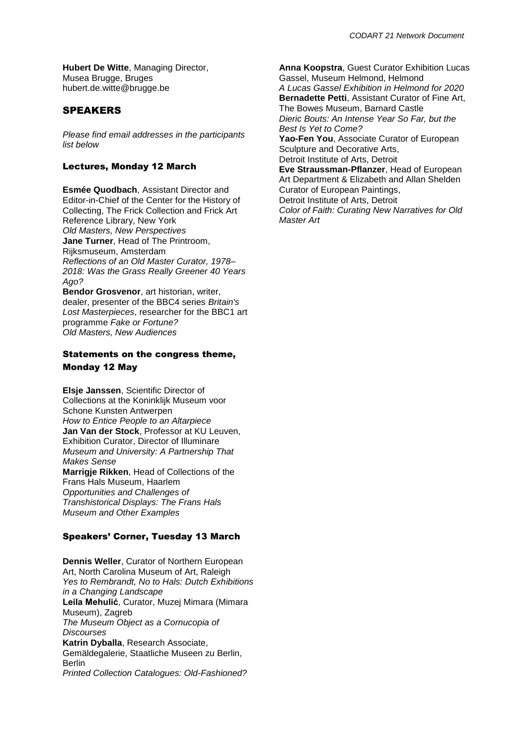**Hubert De Witte**, Managing Director, Musea Brugge, Bruges
hubert.de.witte@brugge.be

## SPEAKERS

*Please find email addresses in the participants list below*

### Lectures, Monday 12 March

**Esmée Quodbach**, Assistant Director and Editor-in-Chief of the Center for the History of Collecting, The Frick Collection and Frick Art Reference Library, New York
*Old Masters, New Perspectives*
**Jane Turner**, Head of The Printroom, Rijksmuseum, Amsterdam
*Reflections of an Old Master Curator, 1978–2018: Was the Grass Really Greener 40 Years Ago?*
**Bendor Grosvenor**, art historian, writer, dealer, presenter of the BBC4 series *Britain's Lost Masterpieces*, researcher for the BBC1 art programme *Fake or Fortune?*
*Old Masters, New Audiences*

### Statements on the congress theme, Monday 12 May

**Elsje Janssen**, Scientific Director of Collections at the Koninklijk Museum voor Schone Kunsten Antwerpen
*How to Entice People to an Altarpiece*
**Jan Van der Stock**, Professor at KU Leuven, Exhibition Curator, Director of Illuminare
*Museum and University: A Partnership That Makes Sense*
**Marrigje Rikken**, Head of Collections of the Frans Hals Museum, Haarlem
*Opportunities and Challenges of Transhistorical Displays: The Frans Hals Museum and Other Examples*

### Speakers' Corner, Tuesday 13 March

**Dennis Weller**, Curator of Northern European Art, North Carolina Museum of Art, Raleigh
*Yes to Rembrandt, No to Hals: Dutch Exhibitions in a Changing Landscape*
**Leila Mehulić**, Curator, Muzej Mimara (Mimara Museum), Zagreb
*The Museum Object as a Cornucopia of Discourses*
**Katrin Dyballa**, Research Associate, Gemäldegalerie, Staatliche Museen zu Berlin, Berlin
*Printed Collection Catalogues: Old-Fashioned?*
**Anna Koopstra**, Guest Curator Exhibition Lucas Gassel, Museum Helmond, Helmond
*A Lucas Gassel Exhibition in Helmond for 2020*
**Bernadette Petti**, Assistant Curator of Fine Art, The Bowes Museum, Barnard Castle
*Dieric Bouts: An Intense Year So Far, but the Best Is Yet to Come?*
**Yao-Fen You**, Associate Curator of European Sculpture and Decorative Arts, Detroit Institute of Arts, Detroit
**Eve Straussman-Pflanzer**, Head of European Art Department & Elizabeth and Allan Shelden Curator of European Paintings, Detroit Institute of Arts, Detroit
*Color of Faith: Curating New Narratives for Old Master Art*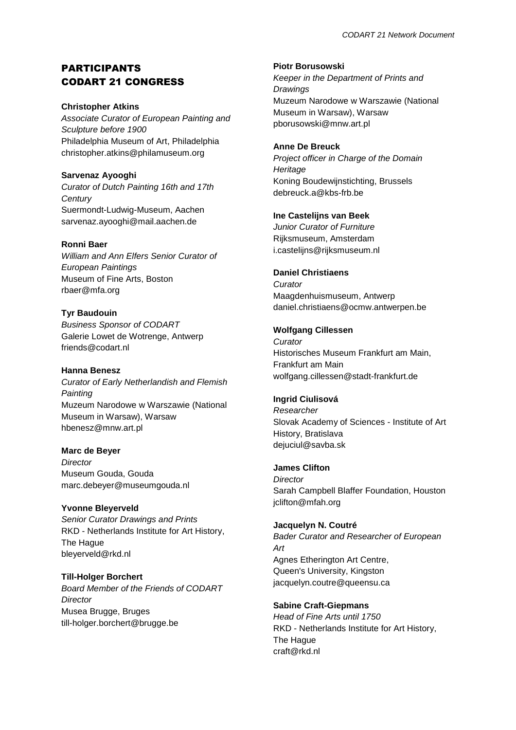# PARTICIPANTS CODART 21 CONGRESS

**Christopher Atkins**
*Associate Curator of European Painting and Sculpture before 1900*
Philadelphia Museum of Art, Philadelphia
christopher.atkins@philamuseum.org

**Sarvenaz Ayooghi**
*Curator of Dutch Painting 16th and 17th Century*
Suermondt-Ludwig-Museum, Aachen
sarvenaz.ayooghi@mail.aachen.de

**Ronni Baer**
*William and Ann Elfers Senior Curator of European Paintings*
Museum of Fine Arts, Boston
rbaer@mfa.org

**Tyr Baudouin**
*Business Sponsor of CODART*
Galerie Lowet de Wotrenge, Antwerp
friends@codart.nl

**Hanna Benesz**
*Curator of Early Netherlandish and Flemish Painting*
Muzeum Narodowe w Warszawie (National Museum in Warsaw), Warsaw
hbenesz@mnw.art.pl

**Marc de Beyer**
*Director*
Museum Gouda, Gouda
marc.debeyer@museumgouda.nl

**Yvonne Bleyerveld**
*Senior Curator Drawings and Prints*
RKD - Netherlands Institute for Art History, The Hague
bleyerveld@rkd.nl

**Till-Holger Borchert**
*Board Member of the Friends of CODART*
*Director*
Musea Brugge, Bruges
till-holger.borchert@brugge.be

**Piotr Borusowski**
*Keeper in the Department of Prints and Drawings*
Muzeum Narodowe w Warszawie (National Museum in Warsaw), Warsaw
pborusowski@mnw.art.pl

**Anne De Breuck**
*Project officer in Charge of the Domain Heritage*
Koning Boudewijnstichting, Brussels
debreuck.a@kbs-frb.be

**Ine Castelijns van Beek**
*Junior Curator of Furniture*
Rijksmuseum, Amsterdam
i.castelijns@rijksmuseum.nl

**Daniel Christiaens**
*Curator*
Maagdenhuismuseum, Antwerp
daniel.christiaens@ocmw.antwerpen.be

**Wolfgang Cillessen**
*Curator*
Historisches Museum Frankfurt am Main, Frankfurt am Main
wolfgang.cillessen@stadt-frankfurt.de

**Ingrid Ciulisová**
*Researcher*
Slovak Academy of Sciences - Institute of Art History, Bratislava
dejuciul@savba.sk

**James Clifton**
*Director*
Sarah Campbell Blaffer Foundation, Houston
jclifton@mfah.org

**Jacquelyn N. Coutré**
*Bader Curator and Researcher of European Art*
Agnes Etherington Art Centre, Queen's University, Kingston
jacquelyn.coutre@queensu.ca

**Sabine Craft-Giepmans**
*Head of Fine Arts until 1750*
RKD - Netherlands Institute for Art History, The Hague
craft@rkd.nl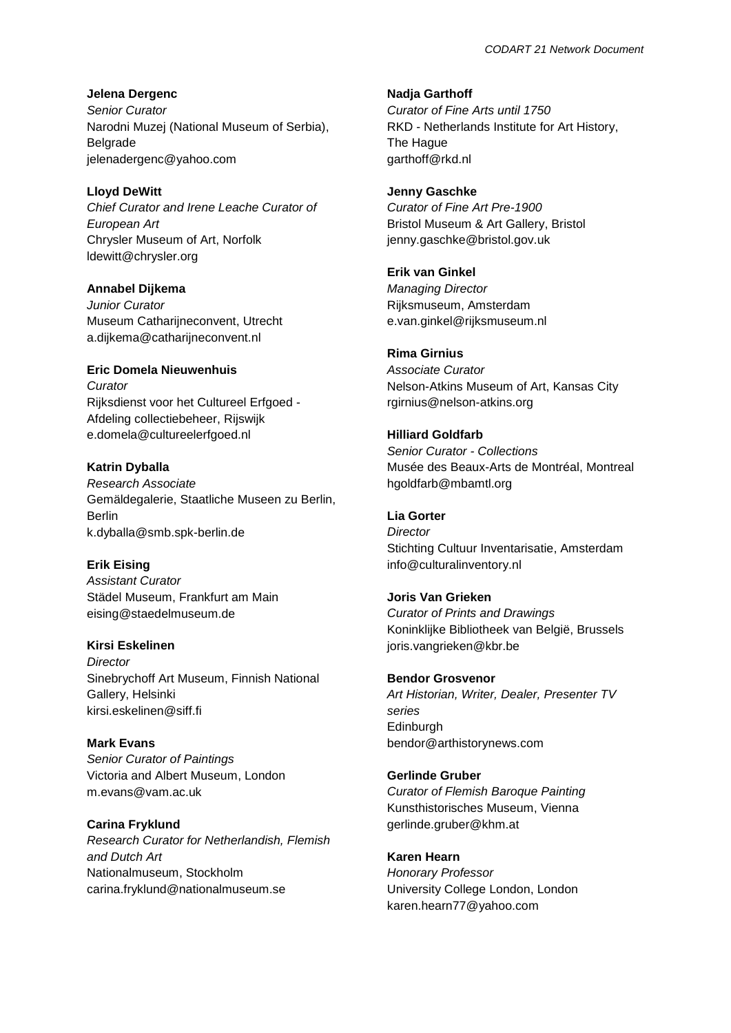**Jelena Dergenc**
*Senior Curator*
Narodni Muzej (National Museum of Serbia), Belgrade
jelenadergenc@yahoo.com

**Lloyd DeWitt**
*Chief Curator and Irene Leache Curator of European Art*
Chrysler Museum of Art, Norfolk
ldewitt@chrysler.org

**Annabel Dijkema**
*Junior Curator*
Museum Catharijneconvent, Utrecht
a.dijkema@catharijneconvent.nl

**Eric Domela Nieuwenhuis**
*Curator*
Rijksdienst voor het Cultureel Erfgoed - Afdeling collectiebeheer, Rijswijk
e.domela@cultureelerfgoed.nl

**Katrin Dyballa**
*Research Associate*
Gemäldegalerie, Staatliche Museen zu Berlin, Berlin
k.dyballa@smb.spk-berlin.de

**Erik Eising**
*Assistant Curator*
Städel Museum, Frankfurt am Main
eising@staedelmuseum.de

**Kirsi Eskelinen**
*Director*
Sinebrychoff Art Museum, Finnish National Gallery, Helsinki
kirsi.eskelinen@siff.fi

**Mark Evans**
*Senior Curator of Paintings*
Victoria and Albert Museum, London
m.evans@vam.ac.uk

**Carina Fryklund**
*Research Curator for Netherlandish, Flemish and Dutch Art*
Nationalmuseum, Stockholm
carina.fryklund@nationalmuseum.se

**Nadja Garthoff**
*Curator of Fine Arts until 1750*
RKD - Netherlands Institute for Art History, The Hague
garthoff@rkd.nl

**Jenny Gaschke**
*Curator of Fine Art Pre-1900*
Bristol Museum & Art Gallery, Bristol
jenny.gaschke@bristol.gov.uk

**Erik van Ginkel**
*Managing Director*
Rijksmuseum, Amsterdam
e.van.ginkel@rijksmuseum.nl

**Rima Girnius**
*Associate Curator*
Nelson-Atkins Museum of Art, Kansas City
rgirnius@nelson-atkins.org

**Hilliard Goldfarb**
*Senior Curator - Collections*
Musée des Beaux-Arts de Montréal, Montreal
hgoldfarb@mbamtl.org

**Lia Gorter**
*Director*
Stichting Cultuur Inventarisatie, Amsterdam
info@culturalinventory.nl

**Joris Van Grieken**
*Curator of Prints and Drawings*
Koninklijke Bibliotheek van België, Brussels
joris.vangrieken@kbr.be

**Bendor Grosvenor**
*Art Historian, Writer, Dealer, Presenter TV series*
Edinburgh
bendor@arthistorynews.com

**Gerlinde Gruber**
*Curator of Flemish Baroque Painting*
Kunsthistorisches Museum, Vienna
gerlinde.gruber@khm.at

**Karen Hearn**
*Honorary Professor*
University College London, London
karen.hearn77@yahoo.com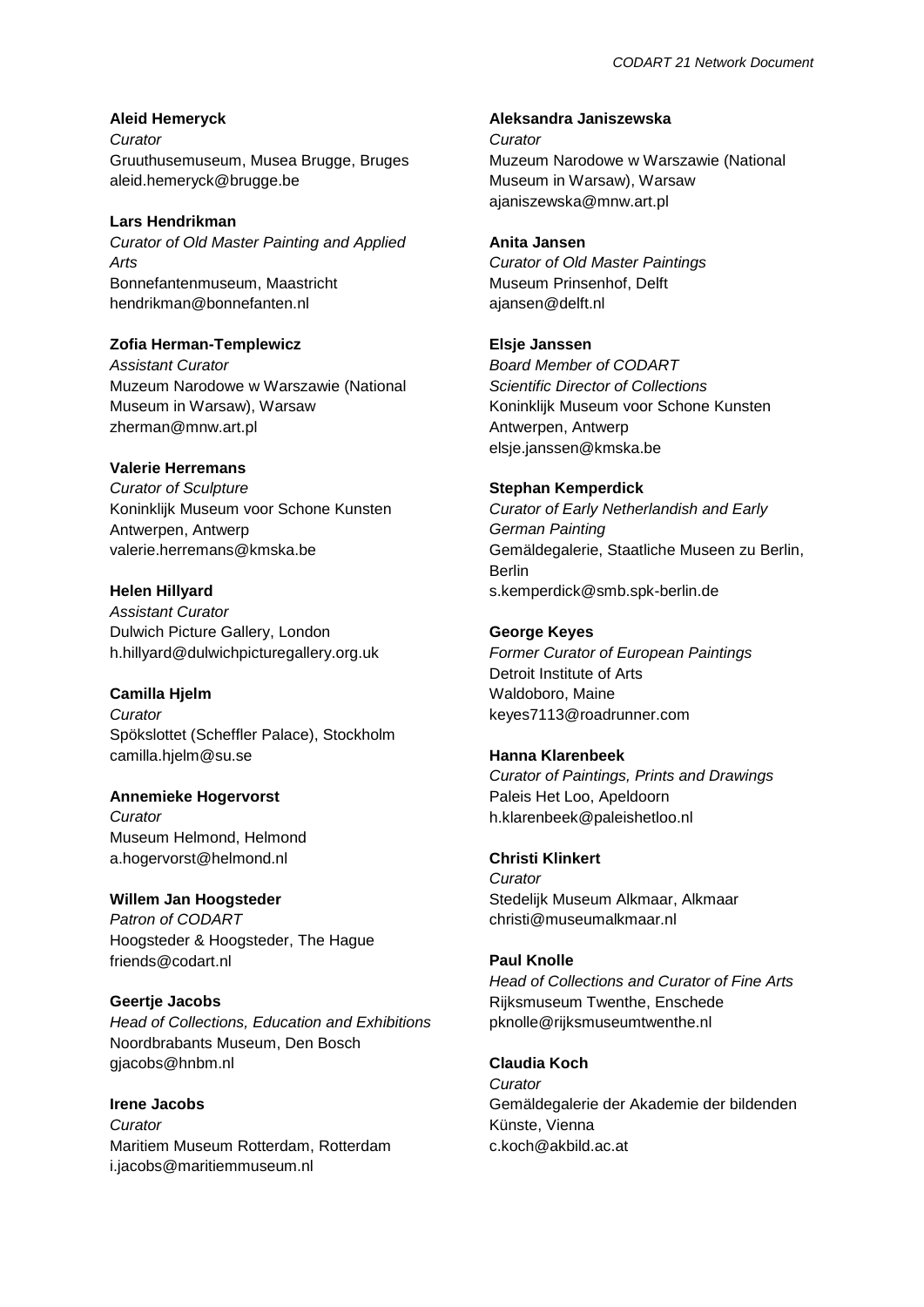**Aleid Hemeryck**
*Curator*
Gruuthusemuseum, Musea Brugge, Bruges
aleid.hemeryck@brugge.be

**Lars Hendrikman**
*Curator of Old Master Painting and Applied Arts*
Bonnefantenmuseum, Maastricht
hendrikman@bonnefanten.nl

**Zofia Herman-Templewicz**
*Assistant Curator*
Muzeum Narodowe w Warszawie (National Museum in Warsaw), Warsaw
zherman@mnw.art.pl

**Valerie Herremans**
*Curator of Sculpture*
Koninklijk Museum voor Schone Kunsten Antwerpen, Antwerp
valerie.herremans@kmska.be

**Helen Hillyard**
*Assistant Curator*
Dulwich Picture Gallery, London
h.hillyard@dulwichpicturegallery.org.uk

**Camilla Hjelm**
*Curator*
Spökslottet (Scheffler Palace), Stockholm
camilla.hjelm@su.se

**Annemieke Hogervorst**
*Curator*
Museum Helmond, Helmond
a.hogervorst@helmond.nl

**Willem Jan Hoogsteder**
*Patron of CODART*
Hoogsteder & Hoogsteder, The Hague
friends@codart.nl

**Geertje Jacobs**
*Head of Collections, Education and Exhibitions*
Noordbrabants Museum, Den Bosch
gjacobs@hnbm.nl

**Irene Jacobs**
*Curator*
Maritiem Museum Rotterdam, Rotterdam
i.jacobs@maritiemmuseum.nl

**Aleksandra Janiszewska**
*Curator*
Muzeum Narodowe w Warszawie (National Museum in Warsaw), Warsaw
ajaniszewska@mnw.art.pl

**Anita Jansen**
*Curator of Old Master Paintings*
Museum Prinsenhof, Delft
ajansen@delft.nl

**Elsje Janssen**
*Board Member of CODART*
*Scientific Director of Collections*
Koninklijk Museum voor Schone Kunsten Antwerpen, Antwerp
elsje.janssen@kmska.be

**Stephan Kemperdick**
*Curator of Early Netherlandish and Early German Painting*
Gemäldegalerie, Staatliche Museen zu Berlin, Berlin
s.kemperdick@smb.spk-berlin.de

**George Keyes**
*Former Curator of European Paintings*
Detroit Institute of Arts
Waldoboro, Maine
keyes7113@roadrunner.com

**Hanna Klarenbeek**
*Curator of Paintings, Prints and Drawings*
Paleis Het Loo, Apeldoorn
h.klarenbeek@paleishetloo.nl

**Christi Klinkert**
*Curator*
Stedelijk Museum Alkmaar, Alkmaar
christi@museumalkmaar.nl

**Paul Knolle**
*Head of Collections and Curator of Fine Arts*
Rijksmuseum Twenthe, Enschede
pknolle@rijksmuseumtwenthe.nl

**Claudia Koch**
*Curator*
Gemäldegalerie der Akademie der bildenden Künste, Vienna
c.koch@akbild.ac.at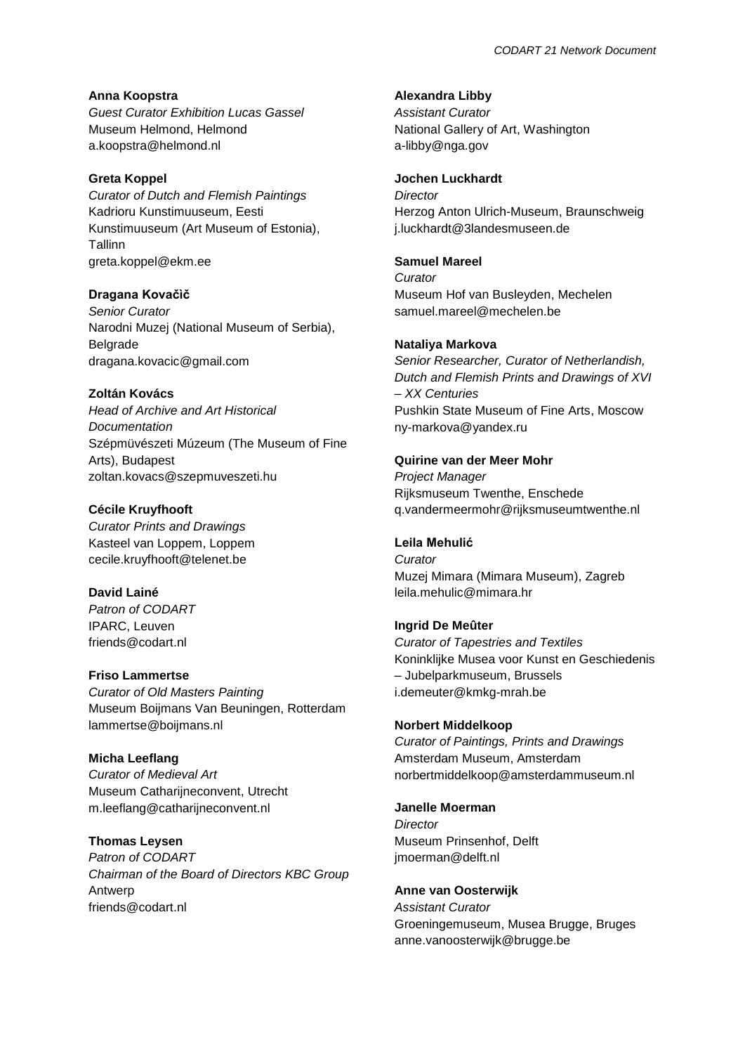**Anna Koopstra**
*Guest Curator Exhibition Lucas Gassel*
Museum Helmond, Helmond
a.koopstra@helmond.nl

**Greta Koppel**
*Curator of Dutch and Flemish Paintings*
Kadrioru Kunstimuuseum, Eesti Kunstimuuseum (Art Museum of Estonia), Tallinn
greta.koppel@ekm.ee

**Dragana Kovačič**
*Senior Curator*
Narodni Muzej (National Museum of Serbia), Belgrade
dragana.kovacic@gmail.com

**Zoltán Kovács**
*Head of Archive and Art Historical Documentation*
Szépmüvészeti Múzeum (The Museum of Fine Arts), Budapest
zoltan.kovacs@szepmuveszeti.hu

**Cécile Kruyfhooft**
*Curator Prints and Drawings*
Kasteel van Loppem, Loppem
cecile.kruyfhooft@telenet.be

**David Lainé**
*Patron of CODART*
IPARC, Leuven
friends@codart.nl

**Friso Lammertse**
*Curator of Old Masters Painting*
Museum Boijmans Van Beuningen, Rotterdam
lammertse@boijmans.nl

**Micha Leeflang**
*Curator of Medieval Art*
Museum Catharijneconvent, Utrecht
m.leeflang@catharijneconvent.nl

**Thomas Leysen**
*Patron of CODART*
*Chairman of the Board of Directors KBC Group*
Antwerp
friends@codart.nl

**Alexandra Libby**
*Assistant Curator*
National Gallery of Art, Washington
a-libby@nga.gov

**Jochen Luckhardt**
*Director*
Herzog Anton Ulrich-Museum, Braunschweig
j.luckhardt@3landesmuseen.de

**Samuel Mareel**
*Curator*
Museum Hof van Busleyden, Mechelen
samuel.mareel@mechelen.be

**Nataliya Markova**
*Senior Researcher, Curator of Netherlandish, Dutch and Flemish Prints and Drawings of XVI – XX Centuries*
Pushkin State Museum of Fine Arts, Moscow
ny-markova@yandex.ru

**Quirine van der Meer Mohr**
*Project Manager*
Rijksmuseum Twenthe, Enschede
q.vandermeermohr@rijksmuseumtwenthe.nl

**Leila Mehulić**
*Curator*
Muzej Mimara (Mimara Museum), Zagreb
leila.mehulic@mimara.hr

**Ingrid De Meûter**
*Curator of Tapestries and Textiles*
Koninklijke Musea voor Kunst en Geschiedenis – Jubelparkmuseum, Brussels
i.demeuter@kmkg-mrah.be

**Norbert Middelkoop**
*Curator of Paintings, Prints and Drawings*
Amsterdam Museum, Amsterdam
norbertmiddelkoop@amsterdammuseum.nl

**Janelle Moerman**
*Director*
Museum Prinsenhof, Delft
jmoerman@delft.nl

**Anne van Oosterwijk**
*Assistant Curator*
Groeningemuseum, Musea Brugge, Bruges
anne.vanoosterwijk@brugge.be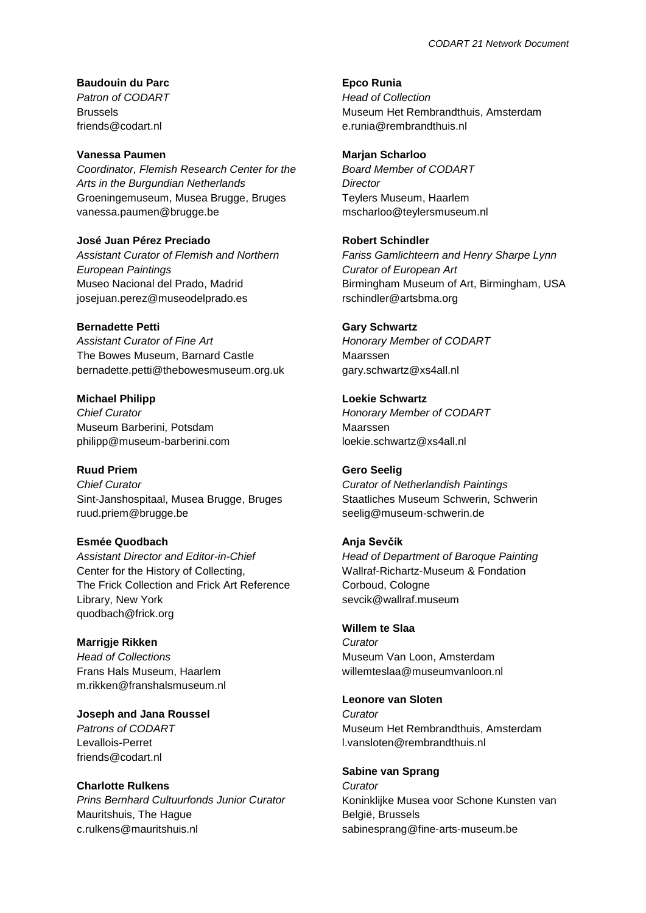**Baudouin du Parc**
*Patron of CODART*
Brussels
friends@codart.nl

**Vanessa Paumen**
*Coordinator, Flemish Research Center for the Arts in the Burgundian Netherlands*
Groeningemuseum, Musea Brugge, Bruges
vanessa.paumen@brugge.be

**José Juan Pérez Preciado**
*Assistant Curator of Flemish and Northern European Paintings*
Museo Nacional del Prado, Madrid
josejuan.perez@museodelprado.es

**Bernadette Petti**
*Assistant Curator of Fine Art*
The Bowes Museum, Barnard Castle
bernadette.petti@thebowesmuseum.org.uk

**Michael Philipp**
*Chief Curator*
Museum Barberini, Potsdam
philipp@museum-barberini.com

**Ruud Priem**
*Chief Curator*
Sint-Janshospitaal, Musea Brugge, Bruges
ruud.priem@brugge.be

**Esmée Quodbach**
*Assistant Director and Editor-in-Chief*
Center for the History of Collecting,
The Frick Collection and Frick Art Reference Library, New York
quodbach@frick.org

**Marrigje Rikken**
*Head of Collections*
Frans Hals Museum, Haarlem
m.rikken@franshalsmuseum.nl

**Joseph and Jana Roussel**
*Patrons of CODART*
Levallois-Perret
friends@codart.nl

**Charlotte Rulkens**
*Prins Bernhard Cultuurfonds Junior Curator*
Mauritshuis, The Hague
c.rulkens@mauritshuis.nl

**Epco Runia**
*Head of Collection*
Museum Het Rembrandthuis, Amsterdam
e.runia@rembrandthuis.nl

**Marjan Scharloo**
*Board Member of CODART*
*Director*
Teylers Museum, Haarlem
mscharloo@teylersmuseum.nl

**Robert Schindler**
*Fariss Gamlichteern and Henry Sharpe Lynn Curator of European Art*
Birmingham Museum of Art, Birmingham, USA
rschindler@artsbma.org

**Gary Schwartz**
*Honorary Member of CODART*
Maarssen
gary.schwartz@xs4all.nl

**Loekie Schwartz**
*Honorary Member of CODART*
Maarssen
loekie.schwartz@xs4all.nl

**Gero Seelig**
*Curator of Netherlandish Paintings*
Staatliches Museum Schwerin, Schwerin
seelig@museum-schwerin.de

**Anja Sevčík**
*Head of Department of Baroque Painting*
Wallraf-Richartz-Museum & Fondation Corboud, Cologne
sevcik@wallraf.museum

**Willem te Slaa**
*Curator*
Museum Van Loon, Amsterdam
willemteslaa@museumvanloon.nl

**Leonore van Sloten**
*Curator*
Museum Het Rembrandthuis, Amsterdam
l.vansloten@rembrandthuis.nl

**Sabine van Sprang**
*Curator*
Koninklijke Musea voor Schone Kunsten van België, Brussels
sabinesprang@fine-arts-museum.be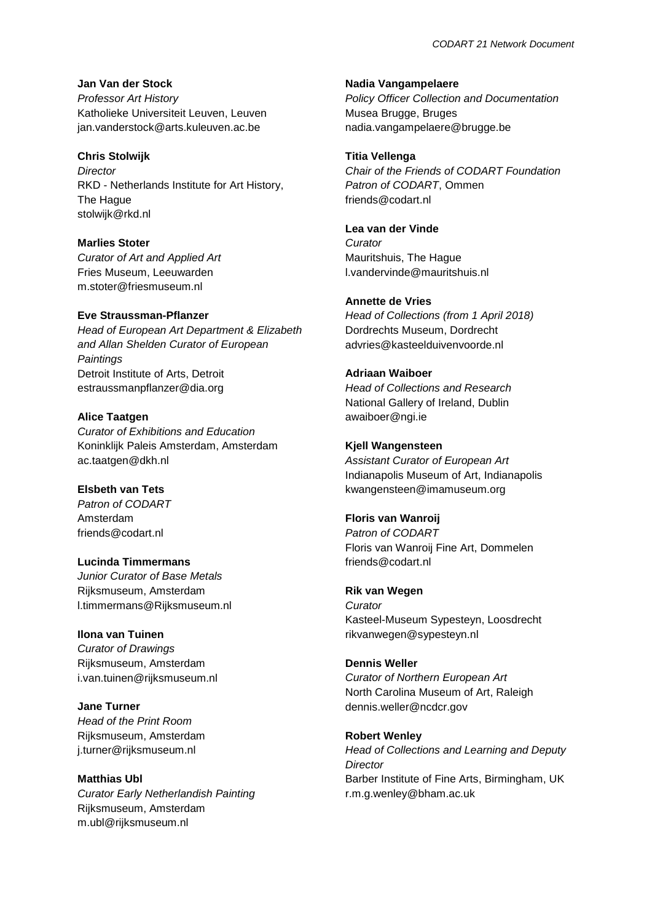**Jan Van der Stock**
*Professor Art History*
Katholieke Universiteit Leuven, Leuven
jan.vanderstock@arts.kuleuven.ac.be

**Chris Stolwijk**
*Director*
RKD - Netherlands Institute for Art History, The Hague
stolwijk@rkd.nl

**Marlies Stoter**
*Curator of Art and Applied Art*
Fries Museum, Leeuwarden
m.stoter@friesmuseum.nl

**Eve Straussman-Pflanzer**
*Head of European Art Department & Elizabeth and Allan Shelden Curator of European Paintings*
Detroit Institute of Arts, Detroit
estraussmanpflanzer@dia.org

**Alice Taatgen**
*Curator of Exhibitions and Education*
Koninklijk Paleis Amsterdam, Amsterdam
ac.taatgen@dkh.nl

**Elsbeth van Tets**
*Patron of CODART*
Amsterdam
friends@codart.nl

**Lucinda Timmermans**
*Junior Curator of Base Metals*
Rijksmuseum, Amsterdam
l.timmermans@Rijksmuseum.nl

**Ilona van Tuinen**
*Curator of Drawings*
Rijksmuseum, Amsterdam
i.van.tuinen@rijksmuseum.nl

**Jane Turner**
*Head of the Print Room*
Rijksmuseum, Amsterdam
j.turner@rijksmuseum.nl

**Matthias Ubl**
*Curator Early Netherlandish Painting*
Rijksmuseum, Amsterdam
m.ubl@rijksmuseum.nl

**Nadia Vangampelaere**
*Policy Officer Collection and Documentation*
Musea Brugge, Bruges
nadia.vangampelaere@brugge.be

**Titia Vellenga**
*Chair of the Friends of CODART Foundation*
*Patron of CODART*, Ommen
friends@codart.nl

**Lea van der Vinde**
*Curator*
Mauritshuis, The Hague
l.vandervinde@mauritshuis.nl

**Annette de Vries**
*Head of Collections (from 1 April 2018)*
Dordrechts Museum, Dordrecht
advries@kasteelduivenvoorde.nl

**Adriaan Waiboer**
*Head of Collections and Research*
National Gallery of Ireland, Dublin
awaiboer@ngi.ie

**Kjell Wangensteen**
*Assistant Curator of European Art*
Indianapolis Museum of Art, Indianapolis
kwangensteen@imamuseum.org

**Floris van Wanroij**
*Patron of CODART*
Floris van Wanroij Fine Art, Dommelen
friends@codart.nl

**Rik van Wegen**
*Curator*
Kasteel-Museum Sypesteyn, Loosdrecht
rikvanwegen@sypesteyn.nl

**Dennis Weller**
*Curator of Northern European Art*
North Carolina Museum of Art, Raleigh
dennis.weller@ncdcr.gov

**Robert Wenley**
*Head of Collections and Learning and Deputy Director*
Barber Institute of Fine Arts, Birmingham, UK
r.m.g.wenley@bham.ac.uk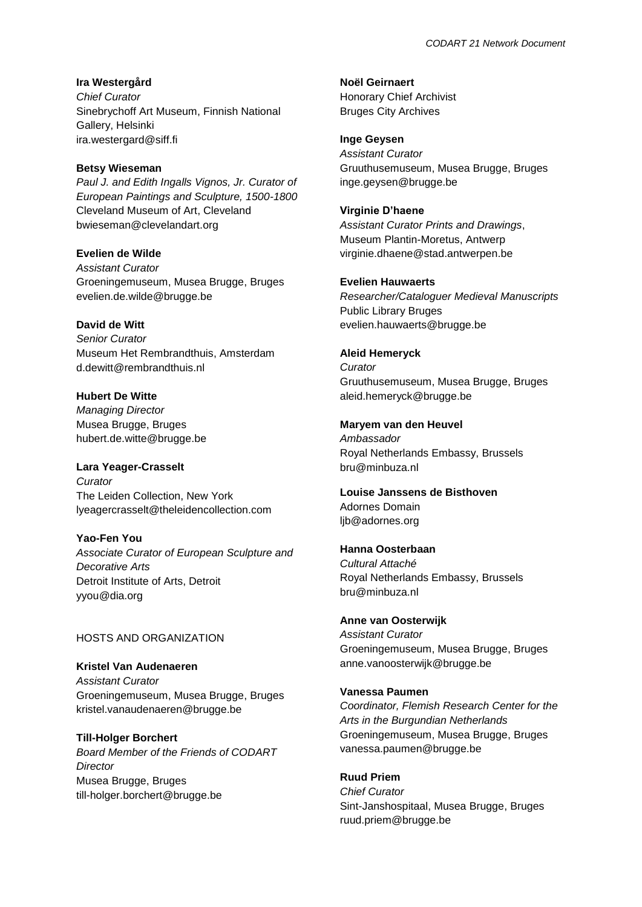**Ira Westergård**
*Chief Curator*
Sinebrychoff Art Museum, Finnish National Gallery, Helsinki
ira.westergard@siff.fi

**Betsy Wieseman**
*Paul J. and Edith Ingalls Vignos, Jr. Curator of European Paintings and Sculpture, 1500-1800*
Cleveland Museum of Art, Cleveland
bwieseman@clevelandart.org

**Evelien de Wilde**
*Assistant Curator*
Groeningemuseum, Musea Brugge, Bruges
evelien.de.wilde@brugge.be

**David de Witt**
*Senior Curator*
Museum Het Rembrandthuis, Amsterdam
d.dewitt@rembrandthuis.nl

**Hubert De Witte**
*Managing Director*
Musea Brugge, Bruges
hubert.de.witte@brugge.be

**Lara Yeager-Crasselt**
*Curator*
The Leiden Collection, New York
lyeagercrasselt@theleidencollection.com

**Yao-Fen You**
*Associate Curator of European Sculpture and Decorative Arts*
Detroit Institute of Arts, Detroit
yyou@dia.org

HOSTS AND ORGANIZATION

**Kristel Van Audenaeren**
*Assistant Curator*
Groeningemuseum, Musea Brugge, Bruges
kristel.vanaudenaeren@brugge.be

**Till-Holger Borchert**
*Board Member of the Friends of CODART*
*Director*
Musea Brugge, Bruges
till-holger.borchert@brugge.be

**Noël Geirnaert**
Honorary Chief Archivist
Bruges City Archives

**Inge Geysen**
*Assistant Curator*
Gruuthusemuseum, Musea Brugge, Bruges
inge.geysen@brugge.be

**Virginie D'haene**
*Assistant Curator Prints and Drawings*,
Museum Plantin-Moretus, Antwerp
virginie.dhaene@stad.antwerpen.be

**Evelien Hauwaerts**
*Researcher/Cataloguer Medieval Manuscripts*
Public Library Bruges
evelien.hauwaerts@brugge.be

**Aleid Hemeryck**
*Curator*
Gruuthusemuseum, Musea Brugge, Bruges
aleid.hemeryck@brugge.be

**Maryem van den Heuvel**
*Ambassador*
Royal Netherlands Embassy, Brussels
bru@minbuza.nl

**Louise Janssens de Bisthoven**
Adornes Domain
ljb@adornes.org

**Hanna Oosterbaan**
*Cultural Attaché*
Royal Netherlands Embassy, Brussels
bru@minbuza.nl

**Anne van Oosterwijk**
*Assistant Curator*
Groeningemuseum, Musea Brugge, Bruges
anne.vanoosterwijk@brugge.be

**Vanessa Paumen**
*Coordinator, Flemish Research Center for the Arts in the Burgundian Netherlands*
Groeningemuseum, Musea Brugge, Bruges
vanessa.paumen@brugge.be

**Ruud Priem**
*Chief Curator*
Sint-Janshospitaal, Musea Brugge, Bruges
ruud.priem@brugge.be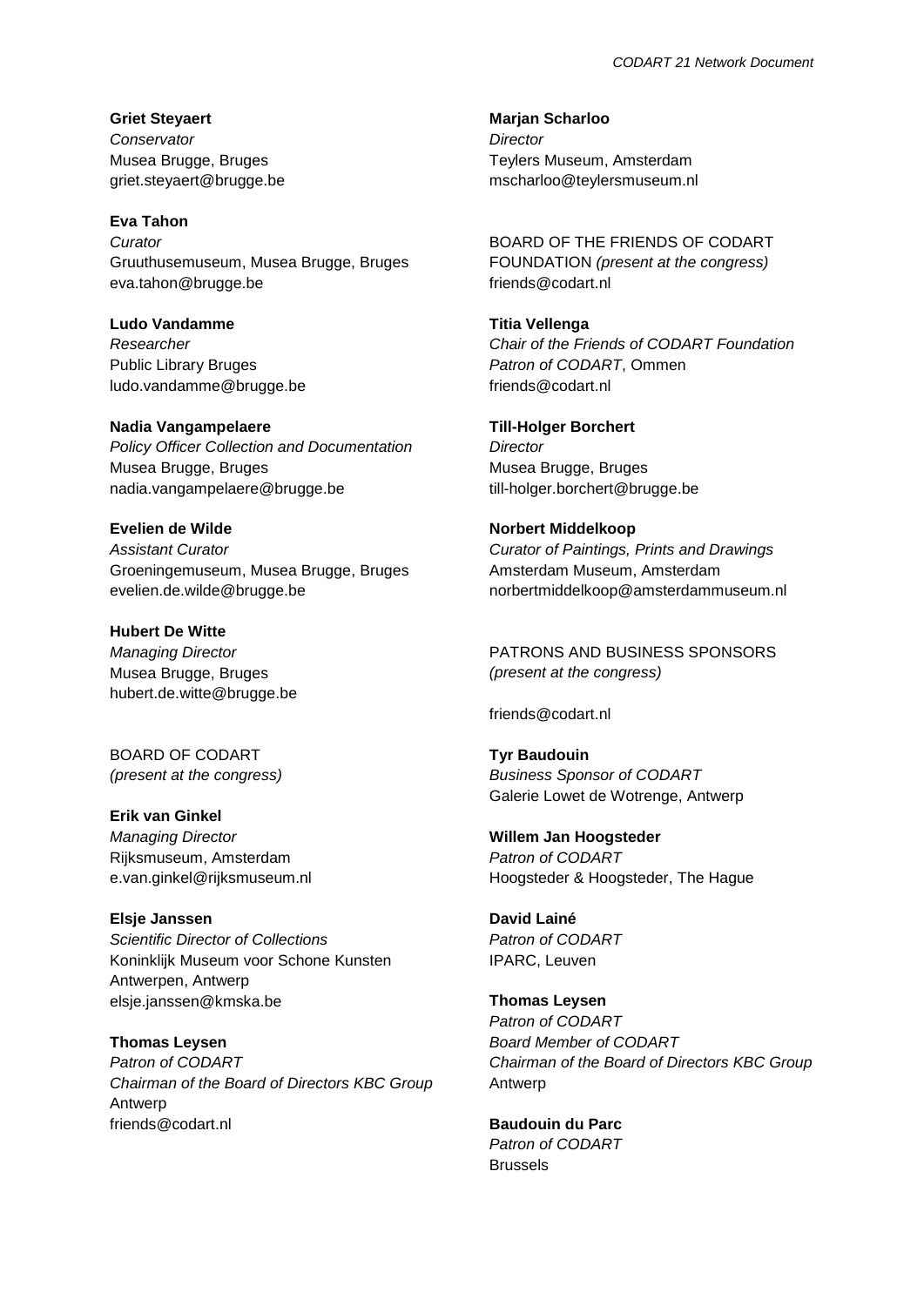**Griet Steyaert**
*Conservator*
Musea Brugge, Bruges
griet.steyaert@brugge.be

**Eva Tahon**
*Curator*
Gruuthusemuseum, Musea Brugge, Bruges
eva.tahon@brugge.be

**Ludo Vandamme**
*Researcher*
Public Library Bruges
ludo.vandamme@brugge.be

**Nadia Vangampelaere**
*Policy Officer Collection and Documentation*
Musea Brugge, Bruges
nadia.vangampelaere@brugge.be

**Evelien de Wilde**
*Assistant Curator*
Groeningemuseum, Musea Brugge, Bruges
evelien.de.wilde@brugge.be

**Hubert De Witte**
*Managing Director*
Musea Brugge, Bruges
hubert.de.witte@brugge.be

BOARD OF CODART
*(present at the congress)*

**Erik van Ginkel**
*Managing Director*
Rijksmuseum, Amsterdam
e.van.ginkel@rijksmuseum.nl

**Elsje Janssen**
*Scientific Director of Collections*
Koninklijk Museum voor Schone Kunsten Antwerpen, Antwerp
elsje.janssen@kmska.be

**Thomas Leysen**
*Patron of CODART*
*Chairman of the Board of Directors KBC Group*
Antwerp
friends@codart.nl

**Marjan Scharloo**
*Director*
Teylers Museum, Amsterdam
mscharloo@teylersmuseum.nl

BOARD OF THE FRIENDS OF CODART FOUNDATION *(present at the congress)*
friends@codart.nl

**Titia Vellenga**
*Chair of the Friends of CODART Foundation*
*Patron of CODART*, Ommen
friends@codart.nl

**Till-Holger Borchert**
*Director*
Musea Brugge, Bruges
till-holger.borchert@brugge.be

**Norbert Middelkoop**
*Curator of Paintings, Prints and Drawings*
Amsterdam Museum, Amsterdam
norbertmiddelkoop@amsterdammuseum.nl

PATRONS AND BUSINESS SPONSORS
*(present at the congress)*

friends@codart.nl

**Tyr Baudouin**
*Business Sponsor of CODART*
Galerie Lowet de Wotrenge, Antwerp

**Willem Jan Hoogsteder**
*Patron of CODART*
Hoogsteder & Hoogsteder, The Hague

**David Lainé**
*Patron of CODART*
IPARC, Leuven

**Thomas Leysen**
*Patron of CODART*
*Board Member of CODART*
*Chairman of the Board of Directors KBC Group*
Antwerp

**Baudouin du Parc**
*Patron of CODART*
Brussels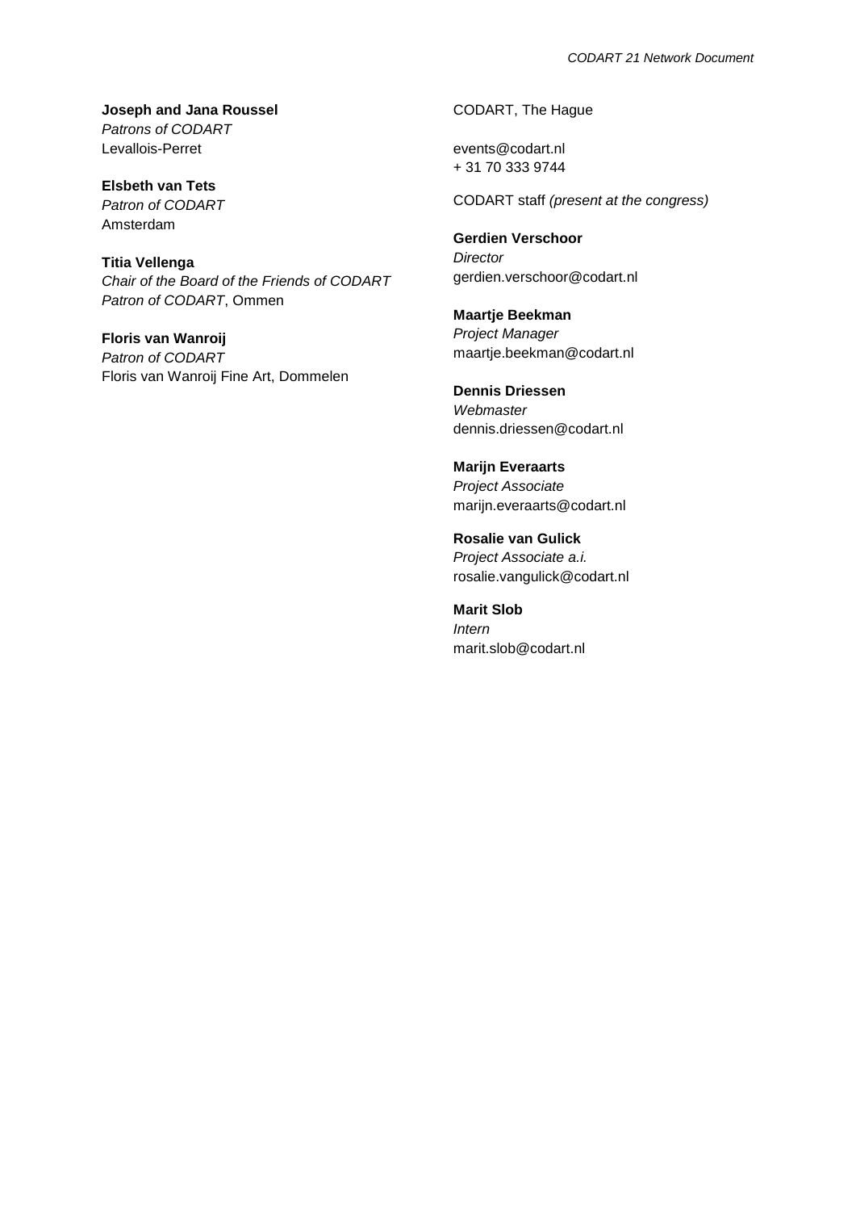**Joseph and Jana Roussel**
*Patrons of CODART*
Levallois-Perret

**Elsbeth van Tets**
*Patron of CODART*
Amsterdam

**Titia Vellenga**
*Chair of the Board of the Friends of CODART*
*Patron of CODART*, Ommen

**Floris van Wanroij**
*Patron of CODART*
Floris van Wanroij Fine Art, Dommelen

CODART, The Hague

events@codart.nl
+ 31 70 333 9744

CODART staff *(present at the congress)*

**Gerdien Verschoor**
*Director*
gerdien.verschoor@codart.nl

**Maartje Beekman**
*Project Manager*
maartje.beekman@codart.nl

**Dennis Driessen**
*Webmaster*
dennis.driessen@codart.nl

**Marijn Everaarts**
*Project Associate*
marijn.everaarts@codart.nl

**Rosalie van Gulick**
*Project Associate a.i.*
rosalie.vangulick@codart.nl

**Marit Slob**
*Intern*
marit.slob@codart.nl